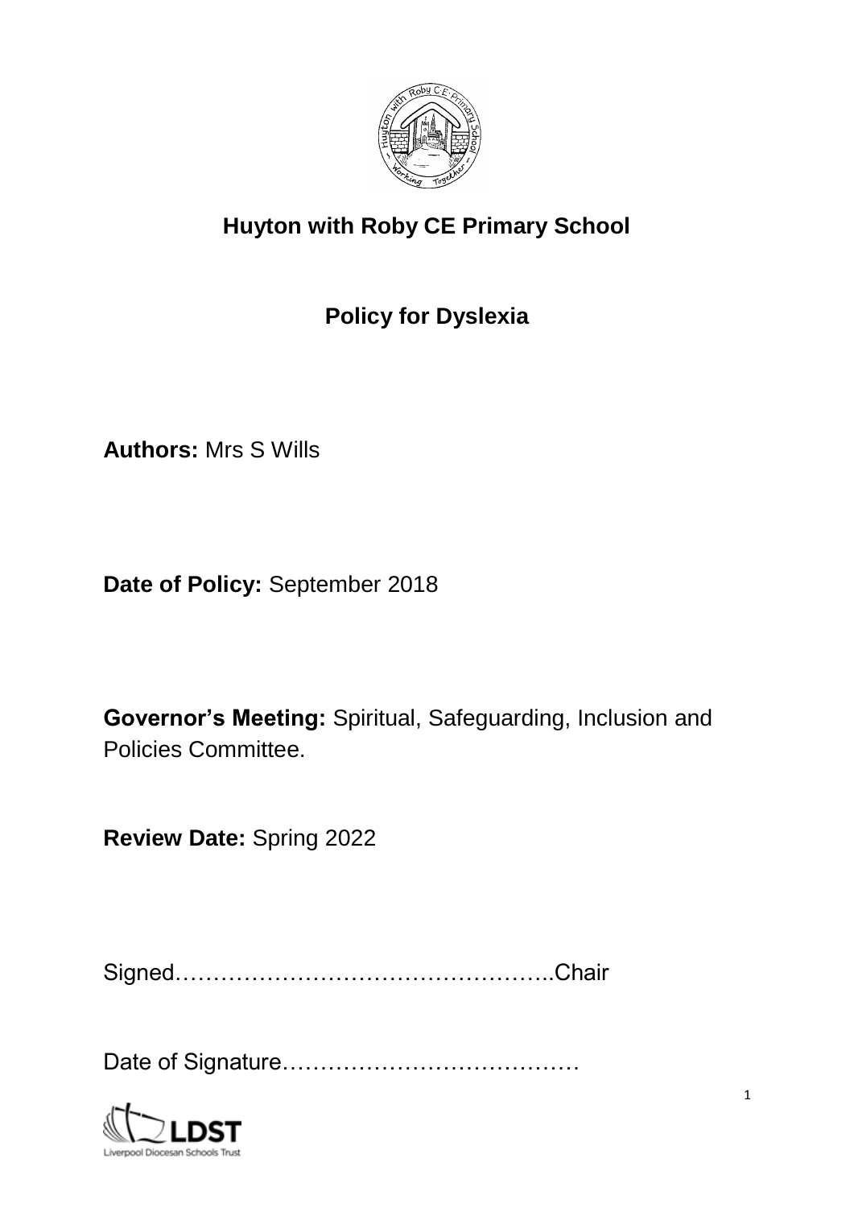# Huyton with Roby CE Primary School

## Policy for Dyslexia

**Authors:** Mrs S Wills

**Date of Policy:** September 2018

**Governor's Meeting:** Spiritual, Safeguarding, Inclusion and Policies Committee.

**Review Date:** Spring 2022

Signed…………………………………………..Chair

Date of Signature…………………………………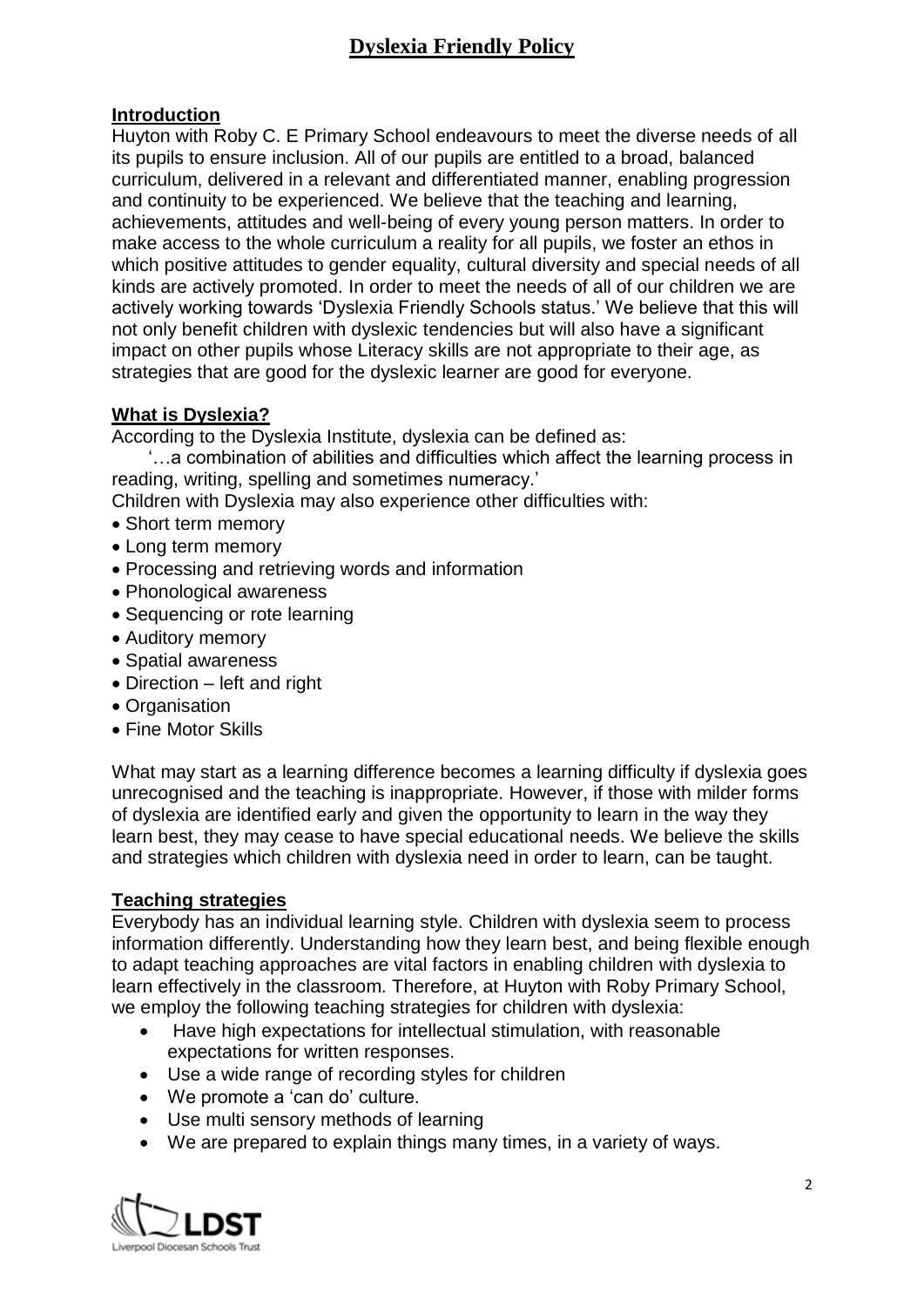# Dyslexia Friendly Policy

## Introduction

Huyton with Roby C. E Primary School endeavours to meet the diverse needs of all its pupils to ensure inclusion. All of our pupils are entitled to a broad, balanced curriculum, delivered in a relevant and differentiated manner, enabling progression and continuity to be experienced. We believe that the teaching and learning, achievements, attitudes and well-being of every young person matters. In order to make access to the whole curriculum a reality for all pupils, we foster an ethos in which positive attitudes to gender equality, cultural diversity and special needs of all kinds are actively promoted. In order to meet the needs of all of our children we are actively working towards 'Dyslexia Friendly Schools status.' We believe that this will not only benefit children with dyslexic tendencies but will also have a significant impact on other pupils whose Literacy skills are not appropriate to their age, as strategies that are good for the dyslexic learner are good for everyone.

## What is Dyslexia?

According to the Dyslexia Institute, dyslexia can be defined as:

'…a combination of abilities and difficulties which affect the learning process in reading, writing, spelling and sometimes numeracy.'

Children with Dyslexia may also experience other difficulties with:

- Short term memory
- Long term memory
- Processing and retrieving words and information
- Phonological awareness
- Sequencing or rote learning
- Auditory memory
- Spatial awareness
- Direction – left and right
- Organisation
- Fine Motor Skills

What may start as a learning difference becomes a learning difficulty if dyslexia goes unrecognised and the teaching is inappropriate. However, if those with milder forms of dyslexia are identified early and given the opportunity to learn in the way they learn best, they may cease to have special educational needs. We believe the skills and strategies which children with dyslexia need in order to learn, can be taught.

## Teaching strategies

Everybody has an individual learning style. Children with dyslexia seem to process information differently. Understanding how they learn best, and being flexible enough to adapt teaching approaches are vital factors in enabling children with dyslexia to learn effectively in the classroom. Therefore, at Huyton with Roby Primary School, we employ the following teaching strategies for children with dyslexia:

- Have high expectations for intellectual stimulation, with reasonable expectations for written responses.
- Use a wide range of recording styles for children
- We promote a 'can do' culture.
- Use multi sensory methods of learning
- We are prepared to explain things many times, in a variety of ways.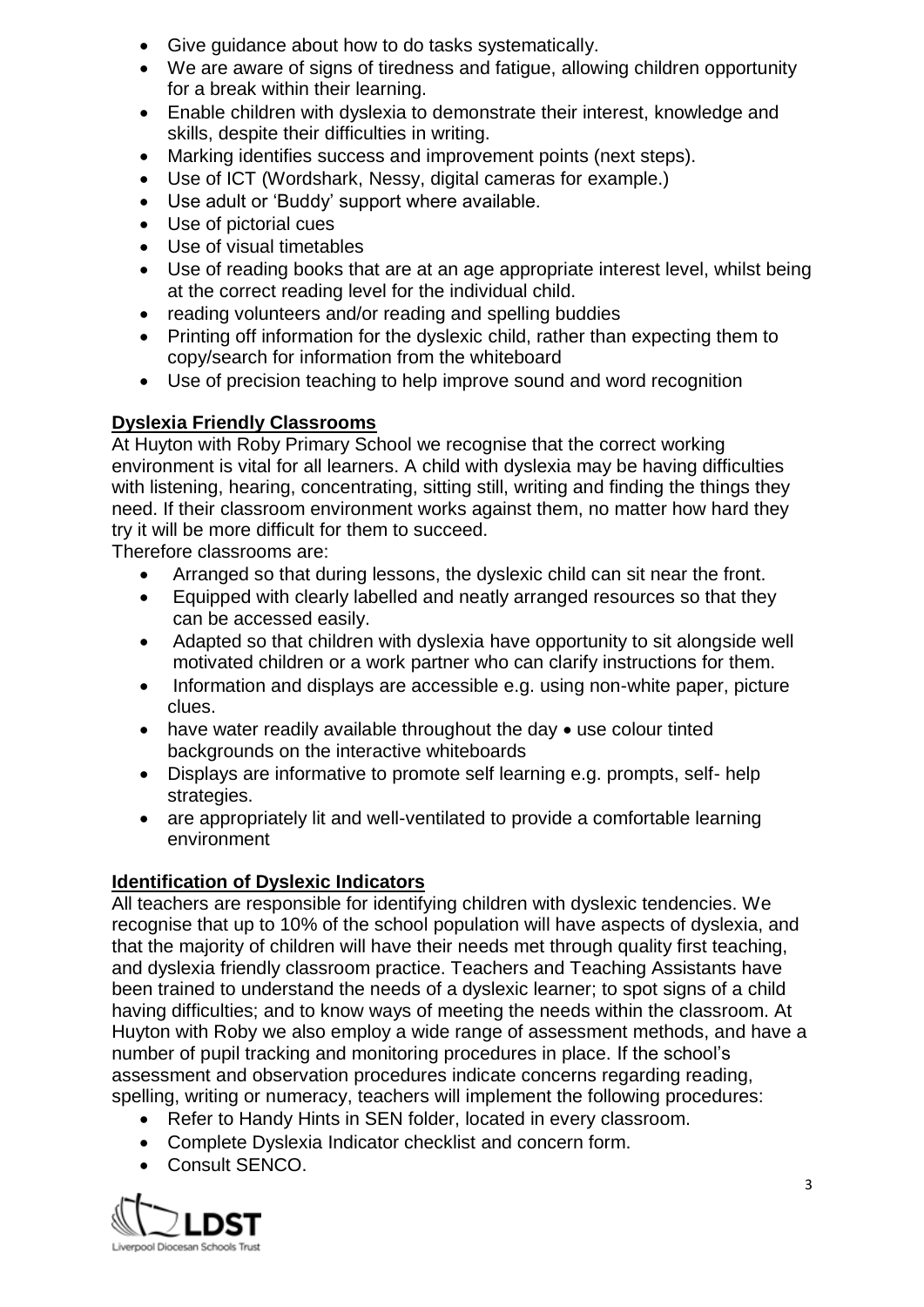- Give guidance about how to do tasks systematically.
- We are aware of signs of tiredness and fatigue, allowing children opportunity for a break within their learning.
- Enable children with dyslexia to demonstrate their interest, knowledge and skills, despite their difficulties in writing.
- Marking identifies success and improvement points (next steps).
- Use of ICT (Wordshark, Nessy, digital cameras for example.)
- Use adult or 'Buddy' support where available.
- Use of pictorial cues
- Use of visual timetables
- Use of reading books that are at an age appropriate interest level, whilst being at the correct reading level for the individual child.
- reading volunteers and/or reading and spelling buddies
- Printing off information for the dyslexic child, rather than expecting them to copy/search for information from the whiteboard
- Use of precision teaching to help improve sound and word recognition

## Dyslexia Friendly Classrooms

At Huyton with Roby Primary School we recognise that the correct working environment is vital for all learners. A child with dyslexia may be having difficulties with listening, hearing, concentrating, sitting still, writing and finding the things they need. If their classroom environment works against them, no matter how hard they try it will be more difficult for them to succeed.

Therefore classrooms are:

- Arranged so that during lessons, the dyslexic child can sit near the front.
- Equipped with clearly labelled and neatly arranged resources so that they can be accessed easily.
- Adapted so that children with dyslexia have opportunity to sit alongside well motivated children or a work partner who can clarify instructions for them.
- Information and displays are accessible e.g. using non-white paper, picture clues.
- have water readily available throughout the day • use colour tinted backgrounds on the interactive whiteboards
- Displays are informative to promote self learning e.g. prompts, self- help strategies.
- are appropriately lit and well-ventilated to provide a comfortable learning environment

## Identification of Dyslexic Indicators

All teachers are responsible for identifying children with dyslexic tendencies. We recognise that up to 10% of the school population will have aspects of dyslexia, and that the majority of children will have their needs met through quality first teaching, and dyslexia friendly classroom practice. Teachers and Teaching Assistants have been trained to understand the needs of a dyslexic learner; to spot signs of a child having difficulties; and to know ways of meeting the needs within the classroom. At Huyton with Roby we also employ a wide range of assessment methods, and have a number of pupil tracking and monitoring procedures in place. If the school's assessment and observation procedures indicate concerns regarding reading, spelling, writing or numeracy, teachers will implement the following procedures:

- Refer to Handy Hints in SEN folder, located in every classroom.
- Complete Dyslexia Indicator checklist and concern form.
- Consult SENCO.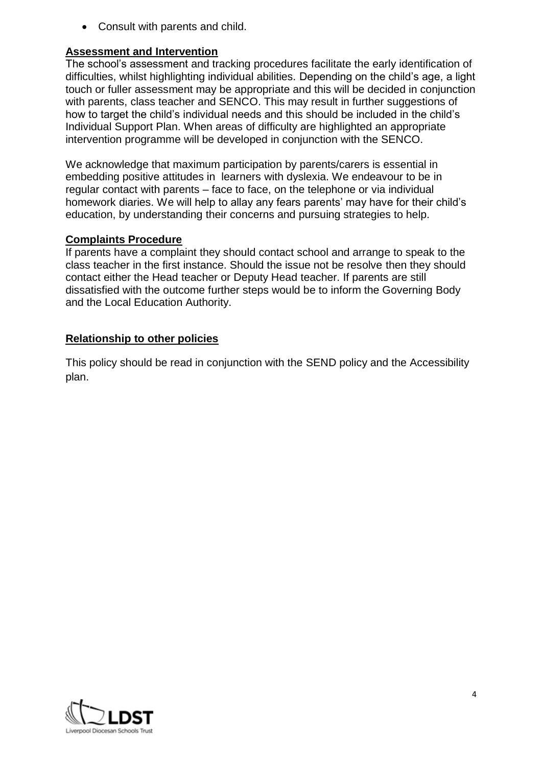- Consult with parents and child.

## Assessment and Intervention

The school's assessment and tracking procedures facilitate the early identification of difficulties, whilst highlighting individual abilities. Depending on the child's age, a light touch or fuller assessment may be appropriate and this will be decided in conjunction with parents, class teacher and SENCO. This may result in further suggestions of how to target the child's individual needs and this should be included in the child's Individual Support Plan. When areas of difficulty are highlighted an appropriate intervention programme will be developed in conjunction with the SENCO.

We acknowledge that maximum participation by parents/carers is essential in embedding positive attitudes in learners with dyslexia. We endeavour to be in regular contact with parents – face to face, on the telephone or via individual homework diaries. We will help to allay any fears parents' may have for their child's education, by understanding their concerns and pursuing strategies to help.

## Complaints Procedure

If parents have a complaint they should contact school and arrange to speak to the class teacher in the first instance. Should the issue not be resolve then they should contact either the Head teacher or Deputy Head teacher. If parents are still dissatisfied with the outcome further steps would be to inform the Governing Body and the Local Education Authority.

## Relationship to other policies

This policy should be read in conjunction with the SEND policy and the Accessibility plan.